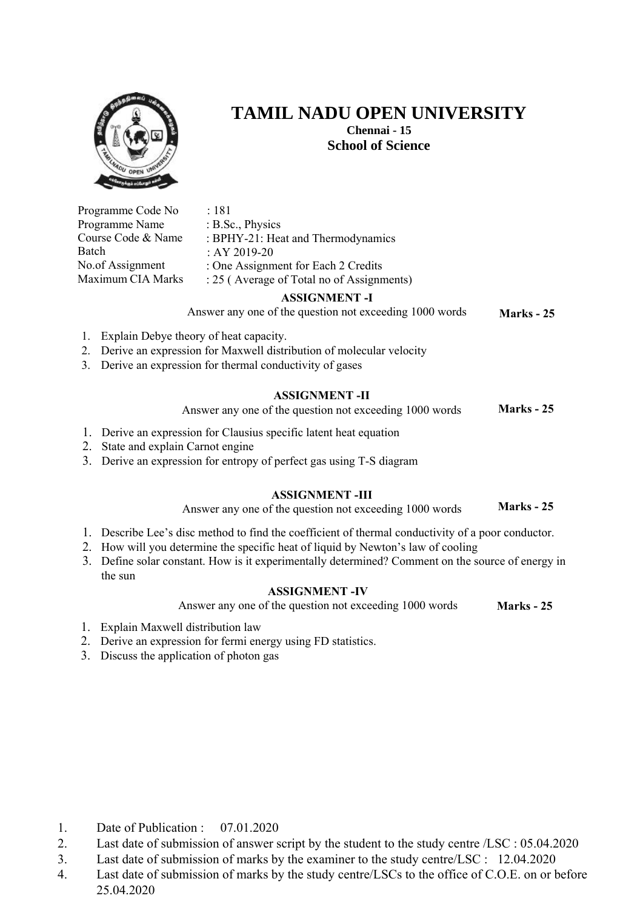# TAMIL NADU OPEN UNIVERSITY

**Chennai - 15**

**School of Science**

| | |
|---|---|
| Programme Code No | : 181 |
| Programme Name | : B.Sc., Physics |
| Course Code & Name | : BPHY-21: Heat and Thermodynamics |
| Batch | : AY 2019-20 |
| No.of Assignment | : One Assignment for Each 2 Credits |
| Maximum CIA Marks | : 25 ( Average of Total no of Assignments) |

## ASSIGNMENT -I

Answer any one of the question not exceeding 1000 words **Marks - 25**

1. Explain Debye theory of heat capacity.
2. Derive an expression for Maxwell distribution of molecular velocity
3. Derive an expression for thermal conductivity of gases

## ASSIGNMENT -II

Answer any one of the question not exceeding 1000 words **Marks - 25**

1. Derive an expression for Clausius specific latent heat equation
2. State and explain Carnot engine
3. Derive an expression for entropy of perfect gas using T-S diagram

## ASSIGNMENT -III

Answer any one of the question not exceeding 1000 words **Marks - 25**

1. Describe Lee's disc method to find the coefficient of thermal conductivity of a poor conductor.
2. How will you determine the specific heat of liquid by Newton's law of cooling
3. Define solar constant. How is it experimentally determined? Comment on the source of energy in the sun

## ASSIGNMENT -IV

Answer any one of the question not exceeding 1000 words **Marks - 25**

1. Explain Maxwell distribution law
2. Derive an expression for fermi energy using FD statistics.
3. Discuss the application of photon gas

1. Date of Publication : 07.01.2020
2. Last date of submission of answer script by the student to the study centre /LSC : 05.04.2020
3. Last date of submission of marks by the examiner to the study centre/LSC : 12.04.2020
4. Last date of submission of marks by the study centre/LSCs to the office of C.O.E. on or before 25.04.2020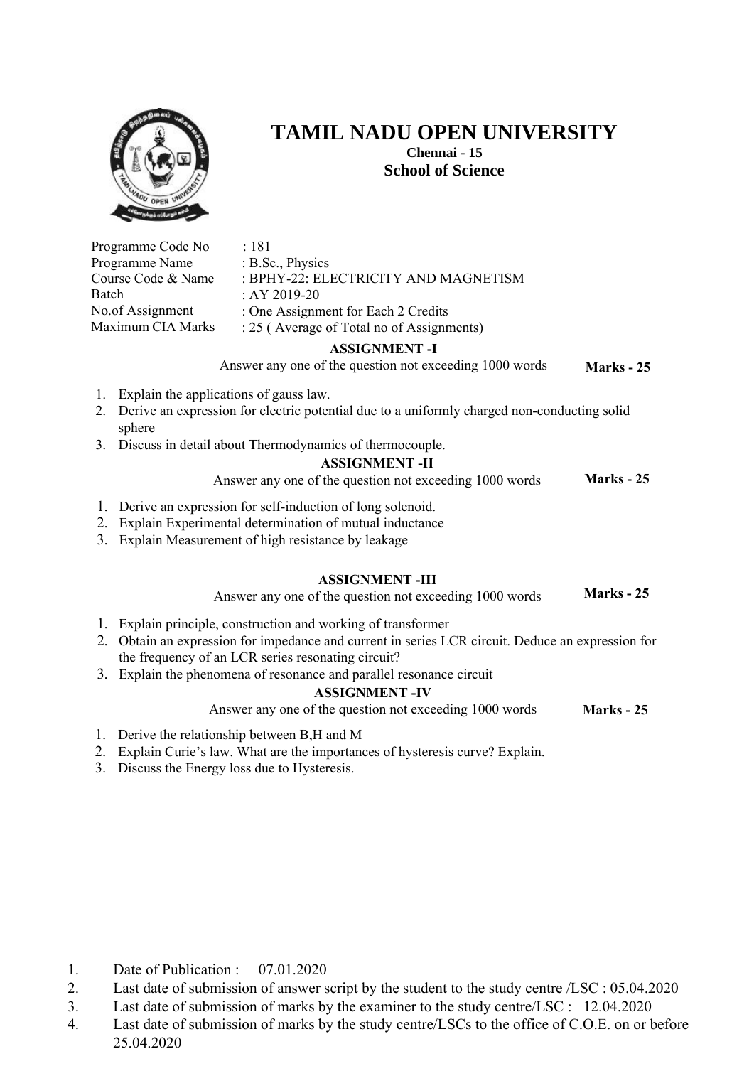# TAMIL NADU OPEN UNIVERSITY

**Chennai - 15**

**School of Science**

| | |
|---|---|
| Programme Code No | : 181 |
| Programme Name | : B.Sc., Physics |
| Course Code & Name | : BPHY-22: ELECTRICITY AND MAGNETISM |
| Batch | : AY 2019-20 |
| No.of Assignment | : One Assignment for Each 2 Credits |
| Maximum CIA Marks | : 25 ( Average of Total no of Assignments) |

### ASSIGNMENT -I

Answer any one of the question not exceeding 1000 words **Marks - 25**

1. Explain the applications of gauss law.
2. Derive an expression for electric potential due to a uniformly charged non-conducting solid sphere
3. Discuss in detail about Thermodynamics of thermocouple.

### ASSIGNMENT -II

Answer any one of the question not exceeding 1000 words **Marks - 25**

1. Derive an expression for self-induction of long solenoid.
2. Explain Experimental determination of mutual inductance
3. Explain Measurement of high resistance by leakage

### ASSIGNMENT -III

Answer any one of the question not exceeding 1000 words **Marks - 25**

1. Explain principle, construction and working of transformer
2. Obtain an expression for impedance and current in series LCR circuit. Deduce an expression for the frequency of an LCR series resonating circuit?
3. Explain the phenomena of resonance and parallel resonance circuit

### ASSIGNMENT -IV

Answer any one of the question not exceeding 1000 words **Marks - 25**

1. Derive the relationship between B,H and M
2. Explain Curie's law. What are the importances of hysteresis curve? Explain.
3. Discuss the Energy loss due to Hysteresis.

1. Date of Publication : 07.01.2020
2. Last date of submission of answer script by the student to the study centre /LSC : 05.04.2020
3. Last date of submission of marks by the examiner to the study centre/LSC : 12.04.2020
4. Last date of submission of marks by the study centre/LSCs to the office of C.O.E. on or before 25.04.2020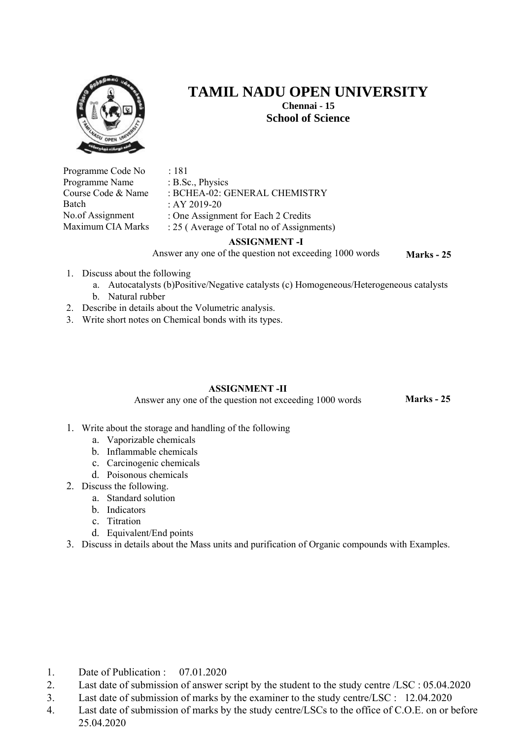# TAMIL NADU OPEN UNIVERSITY

**Chennai - 15**

## School of Science

| | |
|---|---|
| Programme Code No | : 181 |
| Programme Name | : B.Sc., Physics |
| Course Code & Name | : BCHEA-02: GENERAL CHEMISTRY |
| Batch | : AY 2019-20 |
| No.of Assignment | : One Assignment for Each 2 Credits |
| Maximum CIA Marks | : 25 ( Average of Total no of Assignments) |

### ASSIGNMENT -I

Answer any one of the question not exceeding 1000 words **Marks - 25**

1. Discuss about the following
   a. Autocatalysts (b)Positive/Negative catalysts (c) Homogeneous/Heterogeneous catalysts
   b. Natural rubber
2. Describe in details about the Volumetric analysis.
3. Write short notes on Chemical bonds with its types.

### ASSIGNMENT -II

Answer any one of the question not exceeding 1000 words **Marks - 25**

1. Write about the storage and handling of the following
   a. Vaporizable chemicals
   b. Inflammable chemicals
   c. Carcinogenic chemicals
   d. Poisonous chemicals
2. Discuss the following.
   a. Standard solution
   b. Indicators
   c. Titration
   d. Equivalent/End points
3. Discuss in details about the Mass units and purification of Organic compounds with Examples.

1. Date of Publication : 07.01.2020
2. Last date of submission of answer script by the student to the study centre /LSC : 05.04.2020
3. Last date of submission of marks by the examiner to the study centre/LSC : 12.04.2020
4. Last date of submission of marks by the study centre/LSCs to the office of C.O.E. on or before 25.04.2020